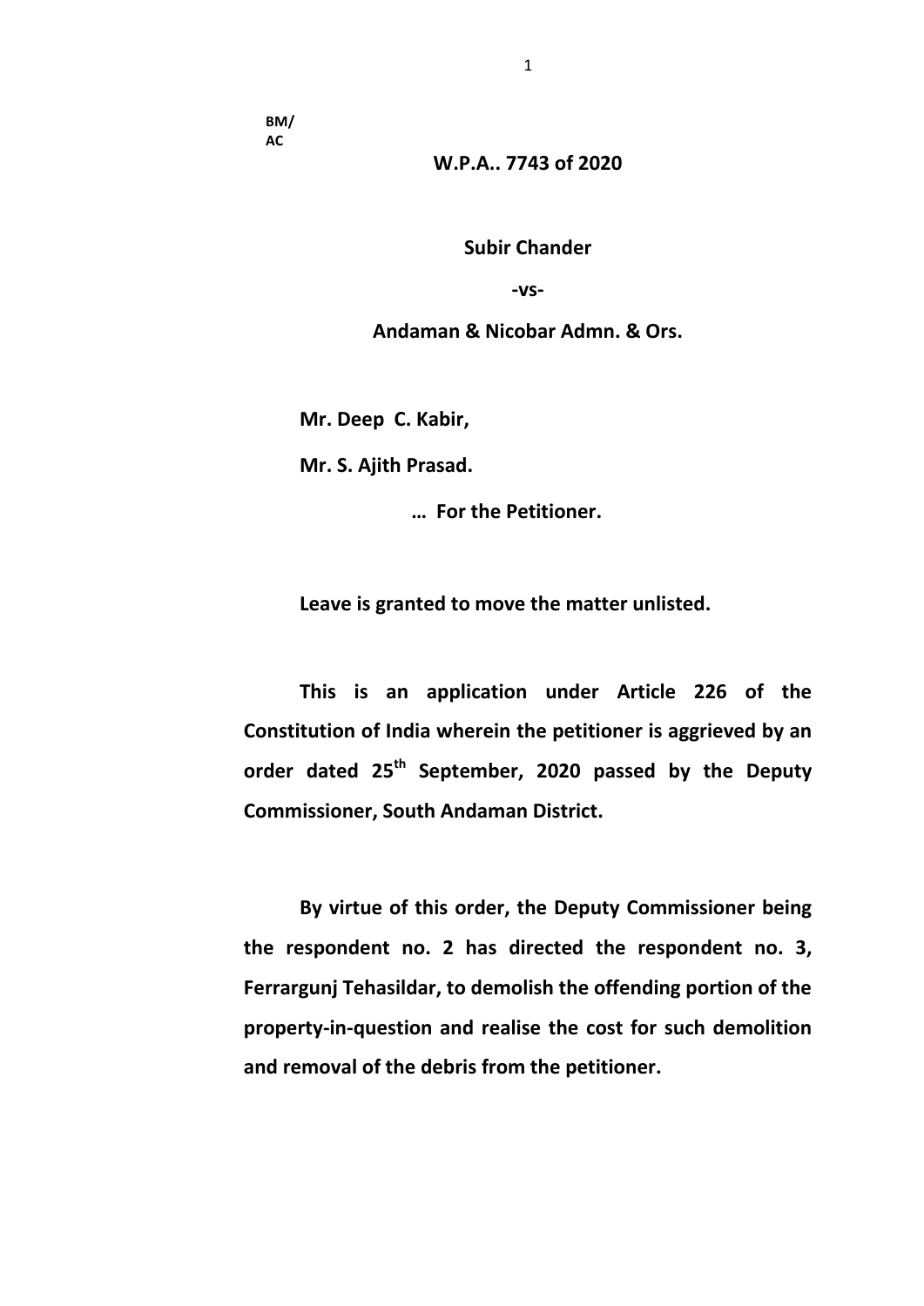BM/
AC

**W.P.A.. 7743 of 2020**

**Subir Chander**

**-vs-**

**Andaman & Nicobar Admn. & Ors.**

**Mr. Deep C. Kabir,**

**Mr. S. Ajith Prasad.**

**… For the Petitioner.**

**Leave is granted to move the matter unlisted.**

**This is an application under Article 226 of the Constitution of India wherein the petitioner is aggrieved by an order dated 25th September, 2020 passed by the Deputy Commissioner, South Andaman District.**

**By virtue of this order, the Deputy Commissioner being the respondent no. 2 has directed the respondent no. 3, Ferrargunj Tehasildar, to demolish the offending portion of the property-in-question and realise the cost for such demolition and removal of the debris from the petitioner.**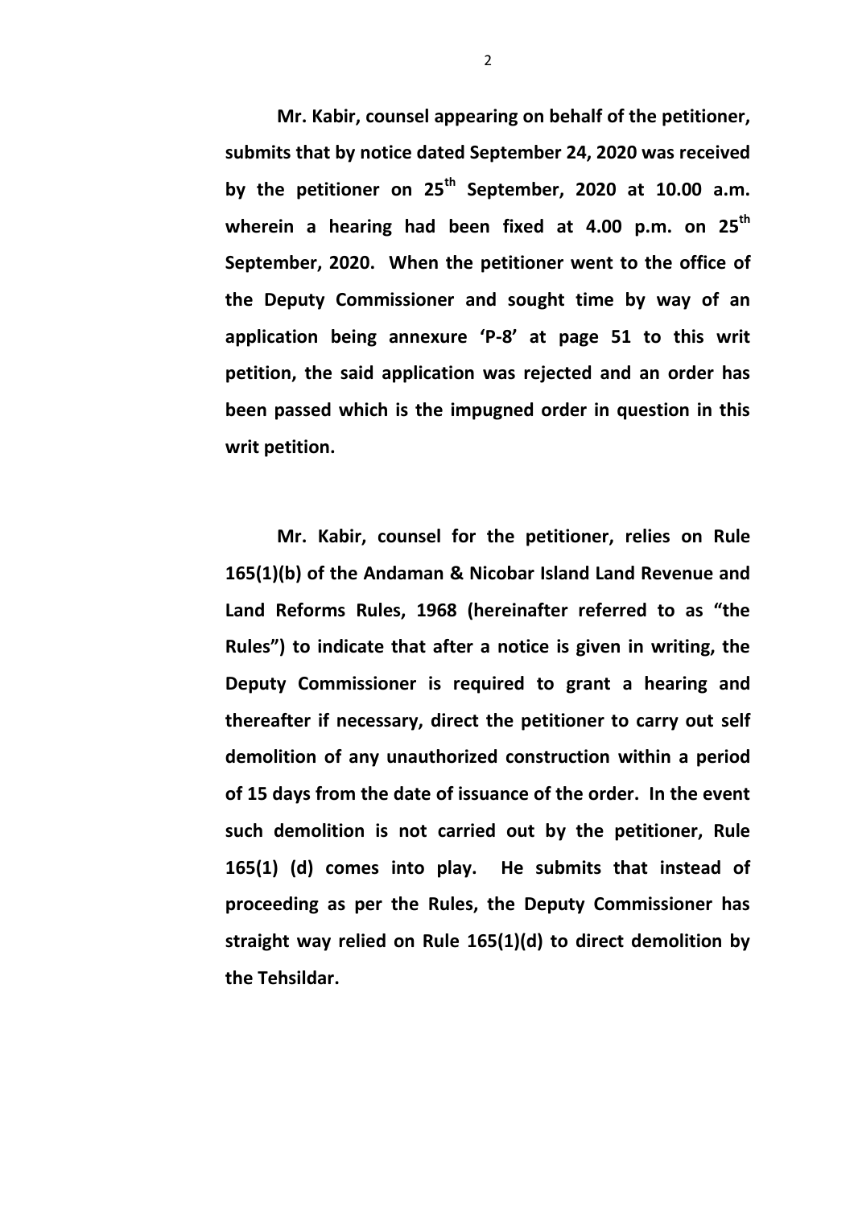**Mr. Kabir, counsel appearing on behalf of the petitioner, submits that by notice dated September 24, 2020 was received by the petitioner on 25th September, 2020 at 10.00 a.m. wherein a hearing had been fixed at 4.00 p.m. on 25th September, 2020. When the petitioner went to the office of the Deputy Commissioner and sought time by way of an application being annexure 'P-8' at page 51 to this writ petition, the said application was rejected and an order has been passed which is the impugned order in question in this writ petition.**

**Mr. Kabir, counsel for the petitioner, relies on Rule 165(1)(b) of the Andaman & Nicobar Island Land Revenue and Land Reforms Rules, 1968 (hereinafter referred to as "the Rules") to indicate that after a notice is given in writing, the Deputy Commissioner is required to grant a hearing and thereafter if necessary, direct the petitioner to carry out self demolition of any unauthorized construction within a period of 15 days from the date of issuance of the order. In the event such demolition is not carried out by the petitioner, Rule 165(1) (d) comes into play. He submits that instead of proceeding as per the Rules, the Deputy Commissioner has straight way relied on Rule 165(1)(d) to direct demolition by the Tehsildar.**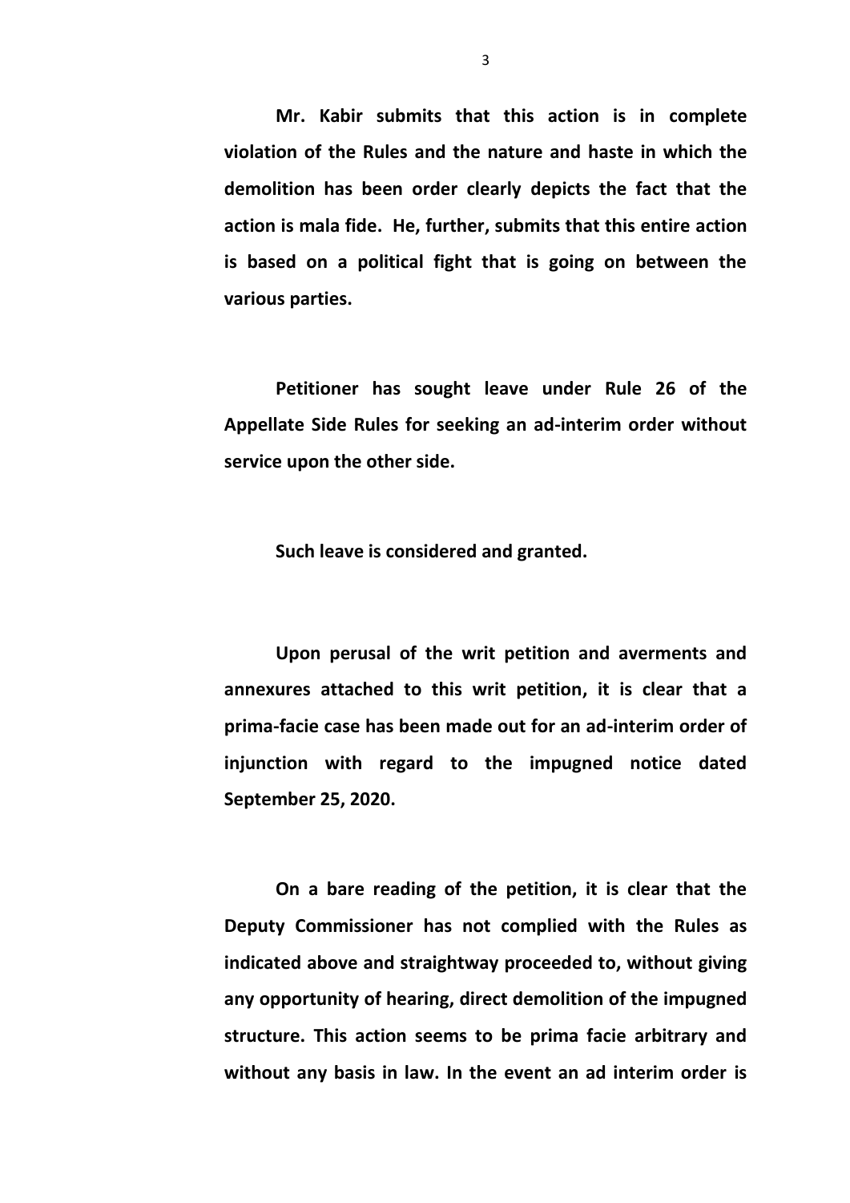**Mr. Kabir submits that this action is in complete violation of the Rules and the nature and haste in which the demolition has been order clearly depicts the fact that the action is mala fide. He, further, submits that this entire action is based on a political fight that is going on between the various parties.**

**Petitioner has sought leave under Rule 26 of the Appellate Side Rules for seeking an ad-interim order without service upon the other side.**

**Such leave is considered and granted.**

**Upon perusal of the writ petition and averments and annexures attached to this writ petition, it is clear that a prima-facie case has been made out for an ad-interim order of injunction with regard to the impugned notice dated September 25, 2020.**

**On a bare reading of the petition, it is clear that the Deputy Commissioner has not complied with the Rules as indicated above and straightway proceeded to, without giving any opportunity of hearing, direct demolition of the impugned structure. This action seems to be prima facie arbitrary and without any basis in law. In the event an ad interim order is**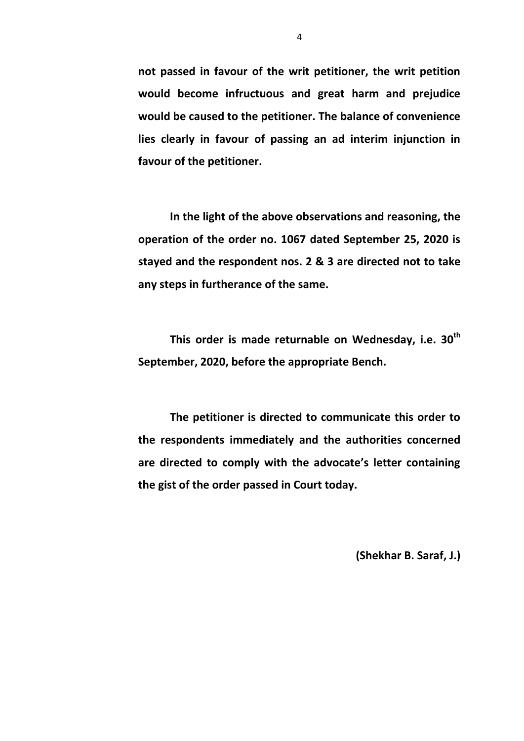**not passed in favour of the writ petitioner, the writ petition would become infructuous and great harm and prejudice would be caused to the petitioner. The balance of convenience lies clearly in favour of passing an ad interim injunction in favour of the petitioner.**

**In the light of the above observations and reasoning, the operation of the order no. 1067 dated September 25, 2020 is stayed and the respondent nos. 2 & 3 are directed not to take any steps in furtherance of the same.**

**This order is made returnable on Wednesday, i.e. 30th September, 2020, before the appropriate Bench.**

**The petitioner is directed to communicate this order to the respondents immediately and the authorities concerned are directed to comply with the advocate's letter containing the gist of the order passed in Court today.**

**(Shekhar B. Saraf, J.)**